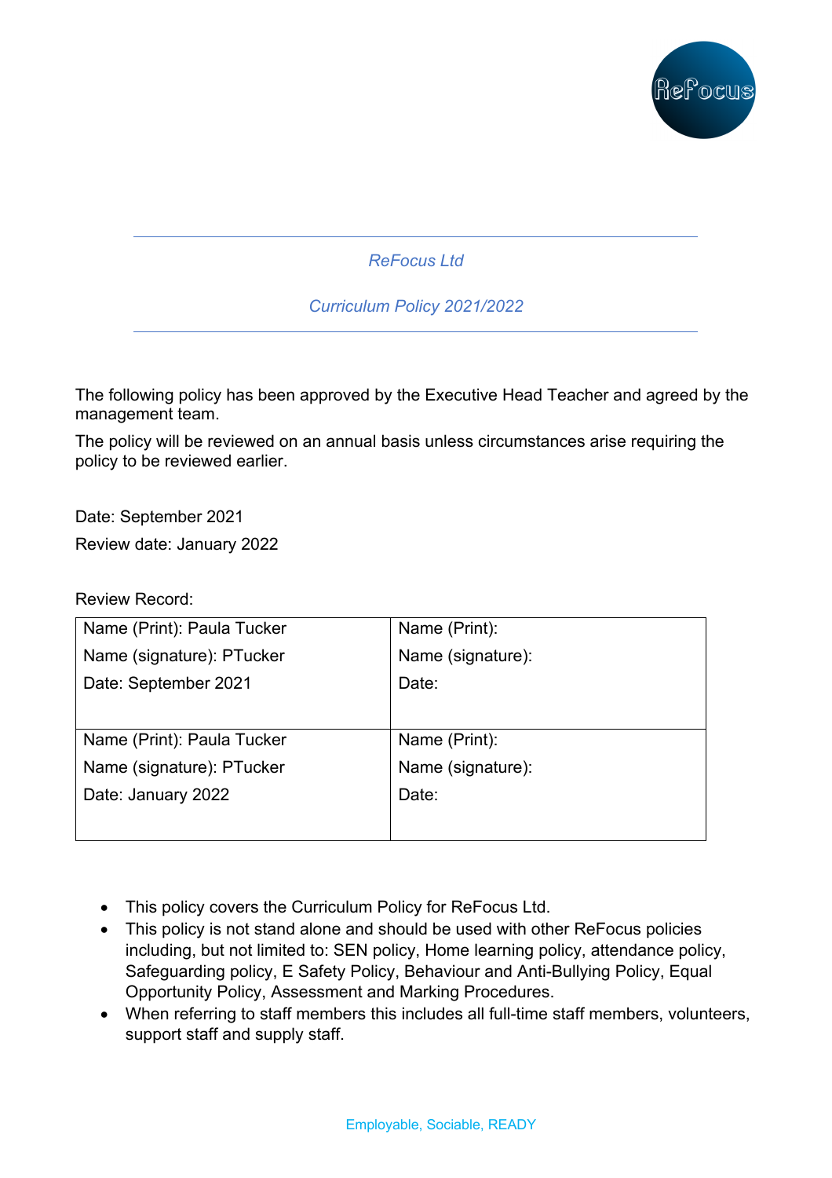*ReFocus Ltd*

*Curriculum Policy 2021/2022*

The following policy has been approved by the Executive Head Teacher and agreed by the management team.

The policy will be reviewed on an annual basis unless circumstances arise requiring the policy to be reviewed earlier.

Date: September 2021

Review date: January 2022

Review Record:

| | |
|---|---|
| Name (Print): Paula Tucker<br>Name (signature): PTucker<br>Date: September 2021 | Name (Print):<br>Name (signature):<br>Date: |
| Name (Print): Paula Tucker<br>Name (signature): PTucker<br>Date: January 2022 | Name (Print):<br>Name (signature):<br>Date: |

- This policy covers the Curriculum Policy for ReFocus Ltd.
- This policy is not stand alone and should be used with other ReFocus policies including, but not limited to: SEN policy, Home learning policy, attendance policy, Safeguarding policy, E Safety Policy, Behaviour and Anti-Bullying Policy, Equal Opportunity Policy, Assessment and Marking Procedures.
- When referring to staff members this includes all full-time staff members, volunteers, support staff and supply staff.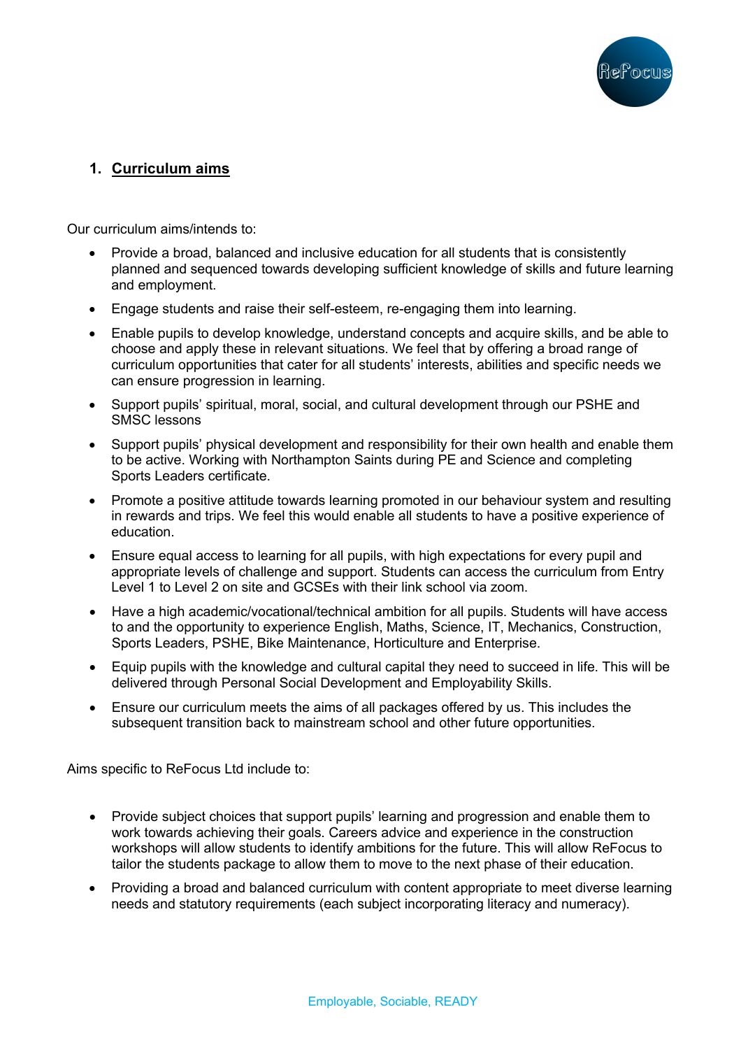## 1. Curriculum aims

Our curriculum aims/intends to:

- Provide a broad, balanced and inclusive education for all students that is consistently planned and sequenced towards developing sufficient knowledge of skills and future learning and employment.
- Engage students and raise their self-esteem, re-engaging them into learning.
- Enable pupils to develop knowledge, understand concepts and acquire skills, and be able to choose and apply these in relevant situations. We feel that by offering a broad range of curriculum opportunities that cater for all students' interests, abilities and specific needs we can ensure progression in learning.
- Support pupils' spiritual, moral, social, and cultural development through our PSHE and SMSC lessons
- Support pupils' physical development and responsibility for their own health and enable them to be active. Working with Northampton Saints during PE and Science and completing Sports Leaders certificate.
- Promote a positive attitude towards learning promoted in our behaviour system and resulting in rewards and trips. We feel this would enable all students to have a positive experience of education.
- Ensure equal access to learning for all pupils, with high expectations for every pupil and appropriate levels of challenge and support. Students can access the curriculum from Entry Level 1 to Level 2 on site and GCSEs with their link school via zoom.
- Have a high academic/vocational/technical ambition for all pupils. Students will have access to and the opportunity to experience English, Maths, Science, IT, Mechanics, Construction, Sports Leaders, PSHE, Bike Maintenance, Horticulture and Enterprise.
- Equip pupils with the knowledge and cultural capital they need to succeed in life. This will be delivered through Personal Social Development and Employability Skills.
- Ensure our curriculum meets the aims of all packages offered by us. This includes the subsequent transition back to mainstream school and other future opportunities.

Aims specific to ReFocus Ltd include to:

- Provide subject choices that support pupils' learning and progression and enable them to work towards achieving their goals. Careers advice and experience in the construction workshops will allow students to identify ambitions for the future. This will allow ReFocus to tailor the students package to allow them to move to the next phase of their education.
- Providing a broad and balanced curriculum with content appropriate to meet diverse learning needs and statutory requirements (each subject incorporating literacy and numeracy).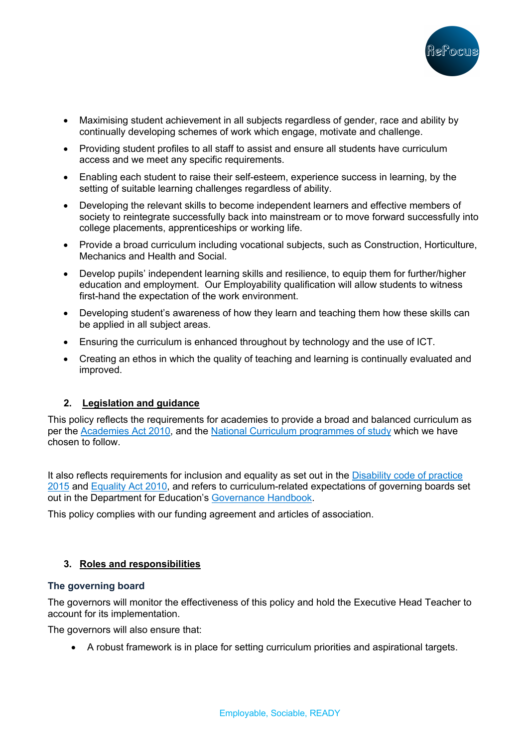- Maximising student achievement in all subjects regardless of gender, race and ability by continually developing schemes of work which engage, motivate and challenge.
- Providing student profiles to all staff to assist and ensure all students have curriculum access and we meet any specific requirements.
- Enabling each student to raise their self-esteem, experience success in learning, by the setting of suitable learning challenges regardless of ability.
- Developing the relevant skills to become independent learners and effective members of society to reintegrate successfully back into mainstream or to move forward successfully into college placements, apprenticeships or working life.
- Provide a broad curriculum including vocational subjects, such as Construction, Horticulture, Mechanics and Health and Social.
- Develop pupils' independent learning skills and resilience, to equip them for further/higher education and employment. Our Employability qualification will allow students to witness first-hand the expectation of the work environment.
- Developing student's awareness of how they learn and teaching them how these skills can be applied in all subject areas.
- Ensuring the curriculum is enhanced throughout by technology and the use of ICT.
- Creating an ethos in which the quality of teaching and learning is continually evaluated and improved.

## 2. Legislation and guidance

This policy reflects the requirements for academies to provide a broad and balanced curriculum as per the Academies Act 2010, and the National Curriculum programmes of study which we have chosen to follow.

It also reflects requirements for inclusion and equality as set out in the Disability code of practice 2015 and Equality Act 2010, and refers to curriculum-related expectations of governing boards set out in the Department for Education's Governance Handbook.

This policy complies with our funding agreement and articles of association.

## 3. Roles and responsibilities

### The governing board

The governors will monitor the effectiveness of this policy and hold the Executive Head Teacher to account for its implementation.

The governors will also ensure that:

- A robust framework is in place for setting curriculum priorities and aspirational targets.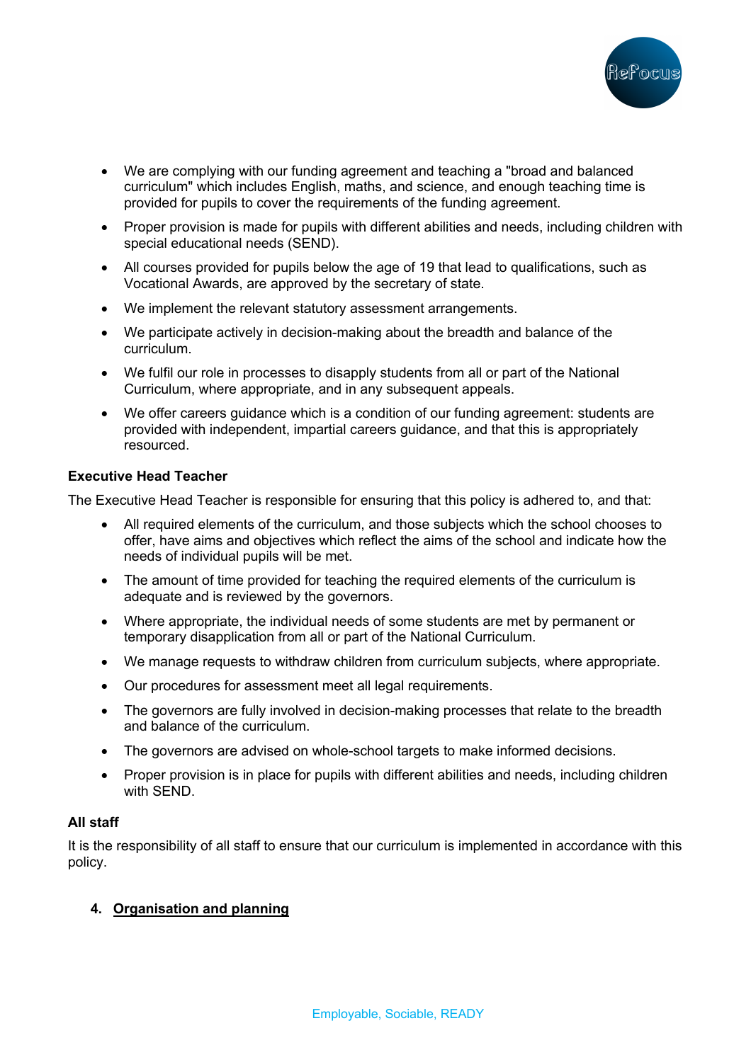- We are complying with our funding agreement and teaching a "broad and balanced curriculum" which includes English, maths, and science, and enough teaching time is provided for pupils to cover the requirements of the funding agreement.
- Proper provision is made for pupils with different abilities and needs, including children with special educational needs (SEND).
- All courses provided for pupils below the age of 19 that lead to qualifications, such as Vocational Awards, are approved by the secretary of state.
- We implement the relevant statutory assessment arrangements.
- We participate actively in decision-making about the breadth and balance of the curriculum.
- We fulfil our role in processes to disapply students from all or part of the National Curriculum, where appropriate, and in any subsequent appeals.
- We offer careers guidance which is a condition of our funding agreement: students are provided with independent, impartial careers guidance, and that this is appropriately resourced.

**Executive Head Teacher**

The Executive Head Teacher is responsible for ensuring that this policy is adhered to, and that:

- All required elements of the curriculum, and those subjects which the school chooses to offer, have aims and objectives which reflect the aims of the school and indicate how the needs of individual pupils will be met.
- The amount of time provided for teaching the required elements of the curriculum is adequate and is reviewed by the governors.
- Where appropriate, the individual needs of some students are met by permanent or temporary disapplication from all or part of the National Curriculum.
- We manage requests to withdraw children from curriculum subjects, where appropriate.
- Our procedures for assessment meet all legal requirements.
- The governors are fully involved in decision-making processes that relate to the breadth and balance of the curriculum.
- The governors are advised on whole-school targets to make informed decisions.
- Proper provision is in place for pupils with different abilities and needs, including children with SEND.

**All staff**

It is the responsibility of all staff to ensure that our curriculum is implemented in accordance with this policy.

## 4. Organisation and planning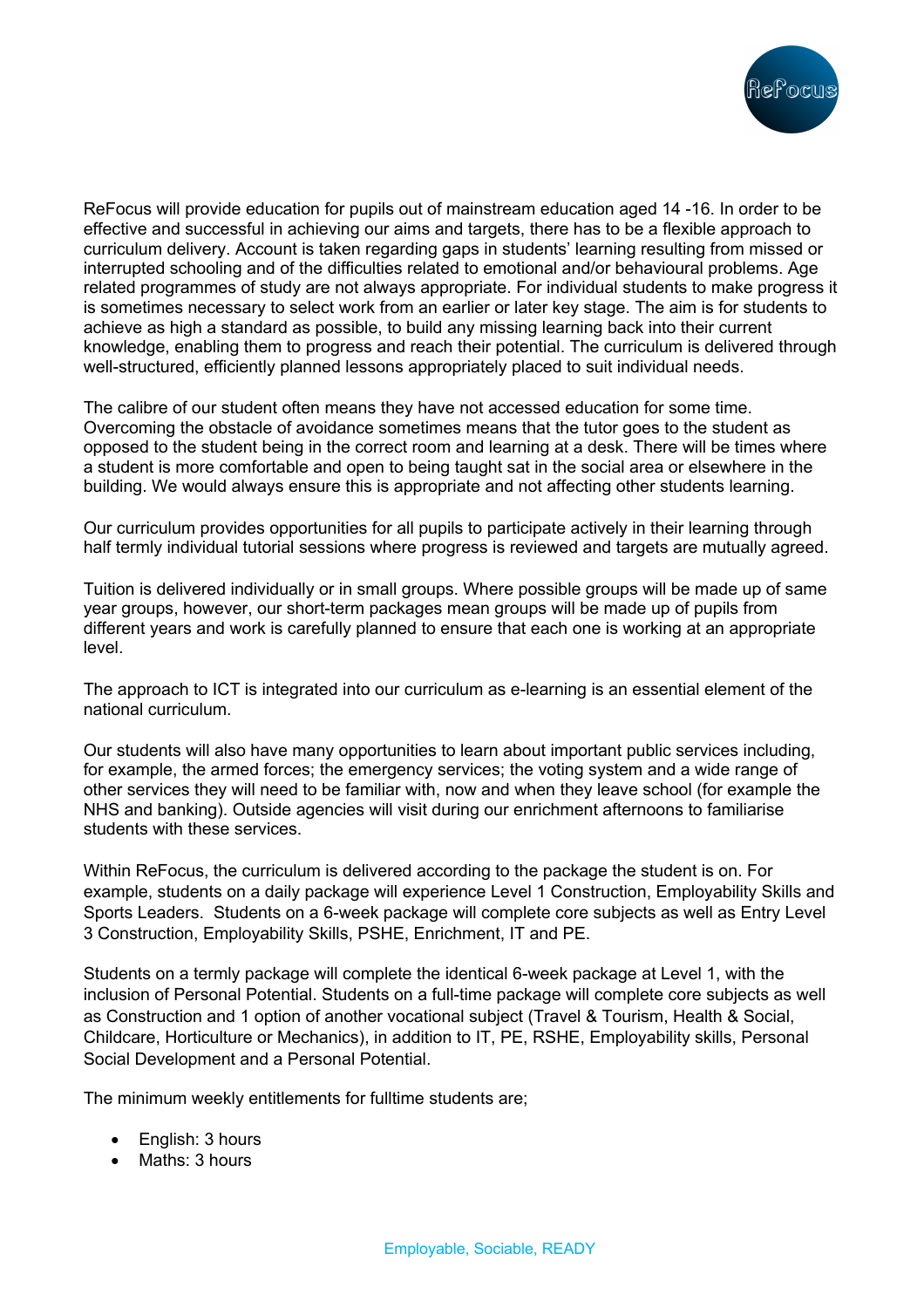ReFocus will provide education for pupils out of mainstream education aged 14 -16. In order to be effective and successful in achieving our aims and targets, there has to be a flexible approach to curriculum delivery. Account is taken regarding gaps in students' learning resulting from missed or interrupted schooling and of the difficulties related to emotional and/or behavioural problems. Age related programmes of study are not always appropriate. For individual students to make progress it is sometimes necessary to select work from an earlier or later key stage. The aim is for students to achieve as high a standard as possible, to build any missing learning back into their current knowledge, enabling them to progress and reach their potential. The curriculum is delivered through well-structured, efficiently planned lessons appropriately placed to suit individual needs.

The calibre of our student often means they have not accessed education for some time. Overcoming the obstacle of avoidance sometimes means that the tutor goes to the student as opposed to the student being in the correct room and learning at a desk. There will be times where a student is more comfortable and open to being taught sat in the social area or elsewhere in the building. We would always ensure this is appropriate and not affecting other students learning.

Our curriculum provides opportunities for all pupils to participate actively in their learning through half termly individual tutorial sessions where progress is reviewed and targets are mutually agreed.

Tuition is delivered individually or in small groups. Where possible groups will be made up of same year groups, however, our short-term packages mean groups will be made up of pupils from different years and work is carefully planned to ensure that each one is working at an appropriate level.

The approach to ICT is integrated into our curriculum as e-learning is an essential element of the national curriculum.

Our students will also have many opportunities to learn about important public services including, for example, the armed forces; the emergency services; the voting system and a wide range of other services they will need to be familiar with, now and when they leave school (for example the NHS and banking). Outside agencies will visit during our enrichment afternoons to familiarise students with these services.

Within ReFocus, the curriculum is delivered according to the package the student is on. For example, students on a daily package will experience Level 1 Construction, Employability Skills and Sports Leaders. Students on a 6-week package will complete core subjects as well as Entry Level 3 Construction, Employability Skills, PSHE, Enrichment, IT and PE.

Students on a termly package will complete the identical 6-week package at Level 1, with the inclusion of Personal Potential. Students on a full-time package will complete core subjects as well as Construction and 1 option of another vocational subject (Travel & Tourism, Health & Social, Childcare, Horticulture or Mechanics), in addition to IT, PE, RSHE, Employability skills, Personal Social Development and a Personal Potential.

The minimum weekly entitlements for fulltime students are;

- English: 3 hours
- Maths: 3 hours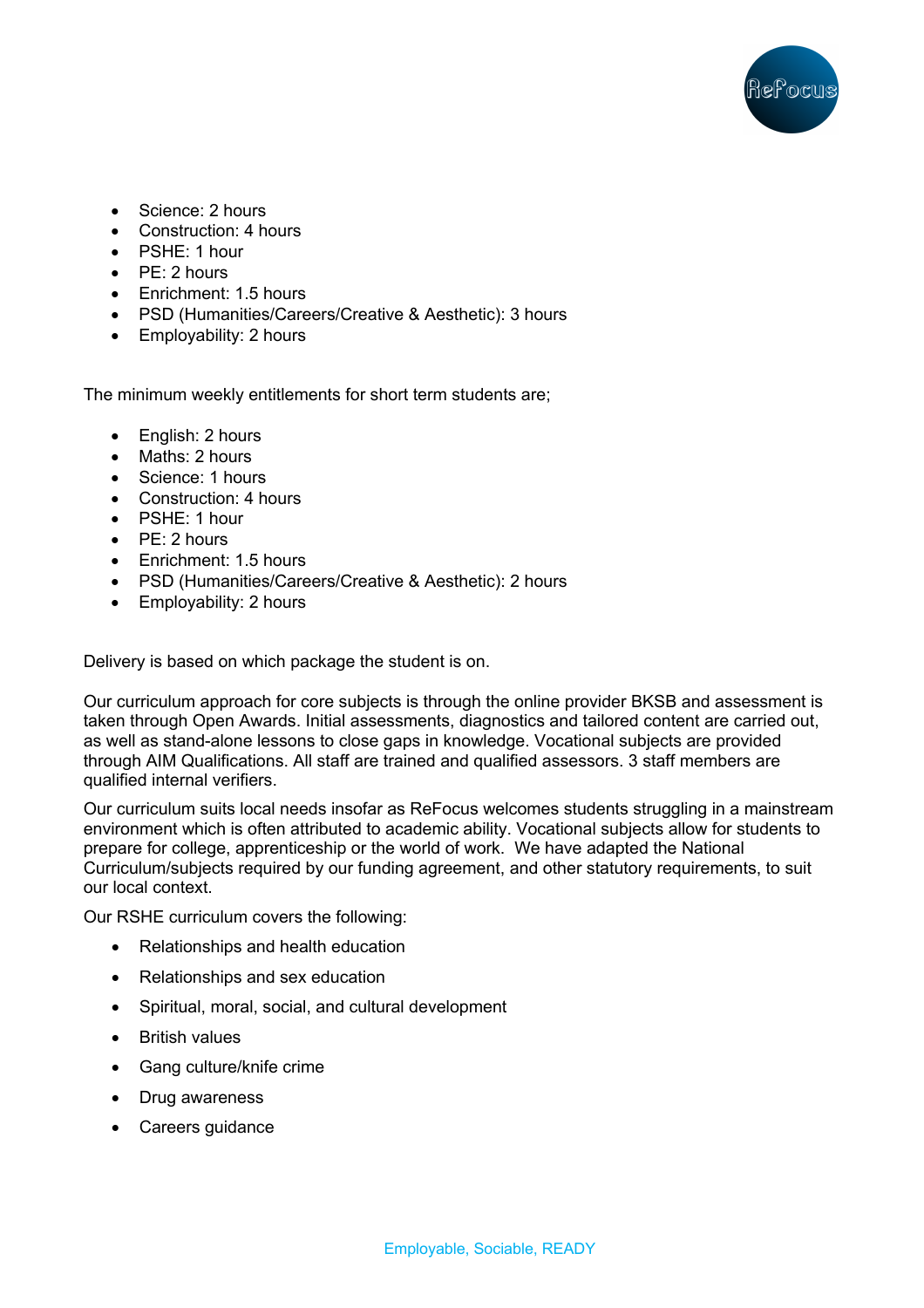- Science: 2 hours
- Construction: 4 hours
- PSHE: 1 hour
- PE: 2 hours
- Enrichment: 1.5 hours
- PSD (Humanities/Careers/Creative & Aesthetic): 3 hours
- Employability: 2 hours

The minimum weekly entitlements for short term students are;

- English: 2 hours
- Maths: 2 hours
- Science: 1 hours
- Construction: 4 hours
- PSHE: 1 hour
- PE: 2 hours
- Enrichment: 1.5 hours
- PSD (Humanities/Careers/Creative & Aesthetic): 2 hours
- Employability: 2 hours

Delivery is based on which package the student is on.

Our curriculum approach for core subjects is through the online provider BKSB and assessment is taken through Open Awards. Initial assessments, diagnostics and tailored content are carried out, as well as stand-alone lessons to close gaps in knowledge. Vocational subjects are provided through AIM Qualifications. All staff are trained and qualified assessors. 3 staff members are qualified internal verifiers.

Our curriculum suits local needs insofar as ReFocus welcomes students struggling in a mainstream environment which is often attributed to academic ability. Vocational subjects allow for students to prepare for college, apprenticeship or the world of work. We have adapted the National Curriculum/subjects required by our funding agreement, and other statutory requirements, to suit our local context.

Our RSHE curriculum covers the following:

- Relationships and health education
- Relationships and sex education
- Spiritual, moral, social, and cultural development
- British values
- Gang culture/knife crime
- Drug awareness
- Careers guidance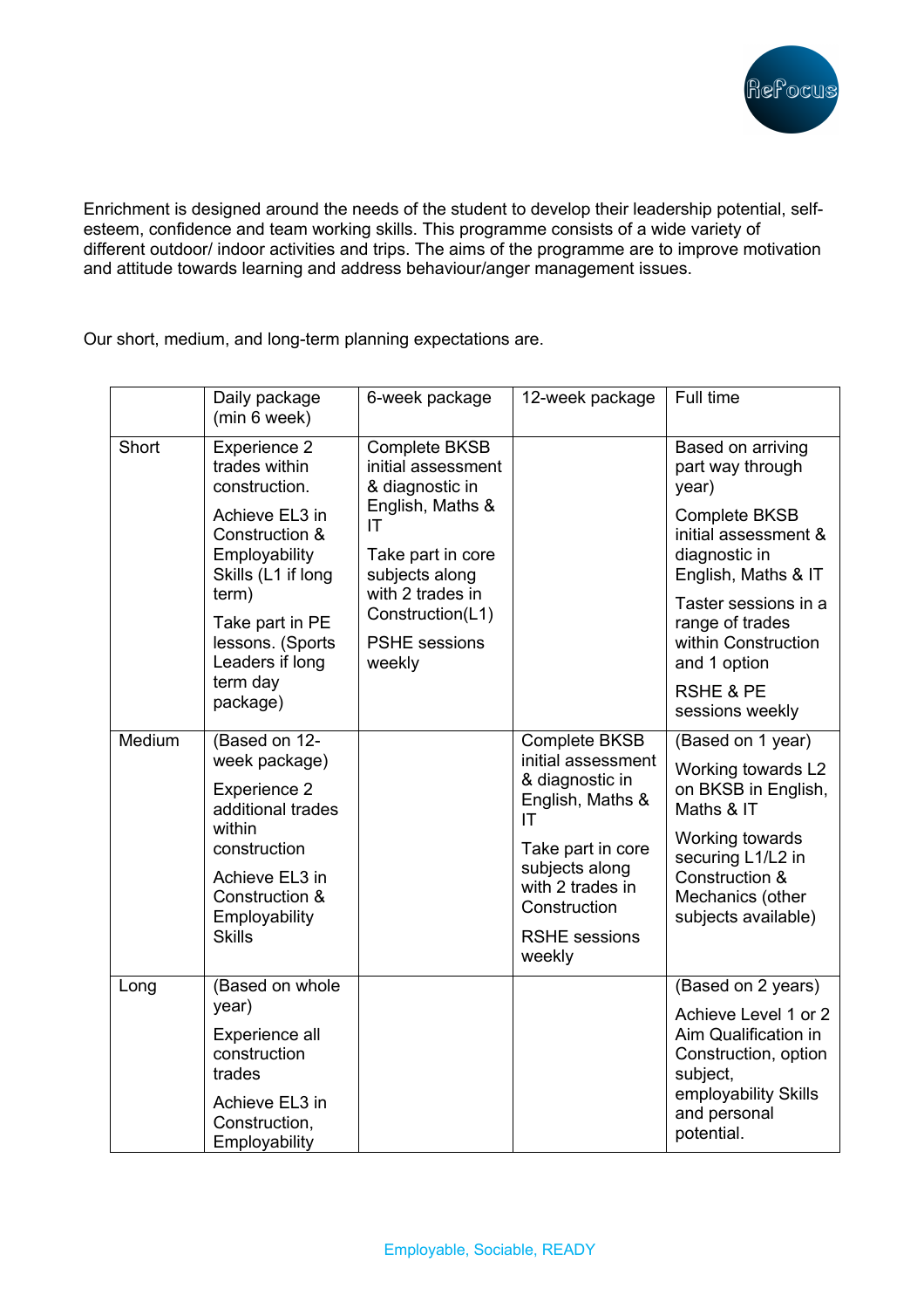Enrichment is designed around the needs of the student to develop their leadership potential, self-esteem, confidence and team working skills. This programme consists of a wide variety of different outdoor/ indoor activities and trips. The aims of the programme are to improve motivation and attitude towards learning and address behaviour/anger management issues.

Our short, medium, and long-term planning expectations are.

| | Daily package (min 6 week) | 6-week package | 12-week package | Full time |
|---|---|---|---|---|
| Short | Experience 2 trades within construction.<br><br>Achieve EL3 in Construction & Employability Skills (L1 if long term)<br><br>Take part in PE lessons. (Sports Leaders if long term day package) | Complete BKSB initial assessment & diagnostic in English, Maths & IT<br><br>Take part in core subjects along with 2 trades in Construction(L1)<br><br>PSHE sessions weekly | | Based on arriving part way through year)<br><br>Complete BKSB initial assessment & diagnostic in English, Maths & IT<br><br>Taster sessions in a range of trades within Construction and 1 option<br><br>RSHE & PE sessions weekly |
| Medium | (Based on 12-week package)<br><br>Experience 2 additional trades within construction<br><br>Achieve EL3 in Construction & Employability Skills | | Complete BKSB initial assessment & diagnostic in English, Maths & IT<br><br>Take part in core subjects along with 2 trades in Construction<br><br>RSHE sessions weekly | (Based on 1 year)<br><br>Working towards L2 on BKSB in English, Maths & IT<br><br>Working towards securing L1/L2 in Construction & Mechanics (other subjects available) |
| Long | (Based on whole year)<br><br>Experience all construction trades<br><br>Achieve EL3 in Construction, Employability | | | (Based on 2 years)<br><br>Achieve Level 1 or 2 Aim Qualification in Construction, option subject, employability Skills and personal potential. |

Employable, Sociable, READY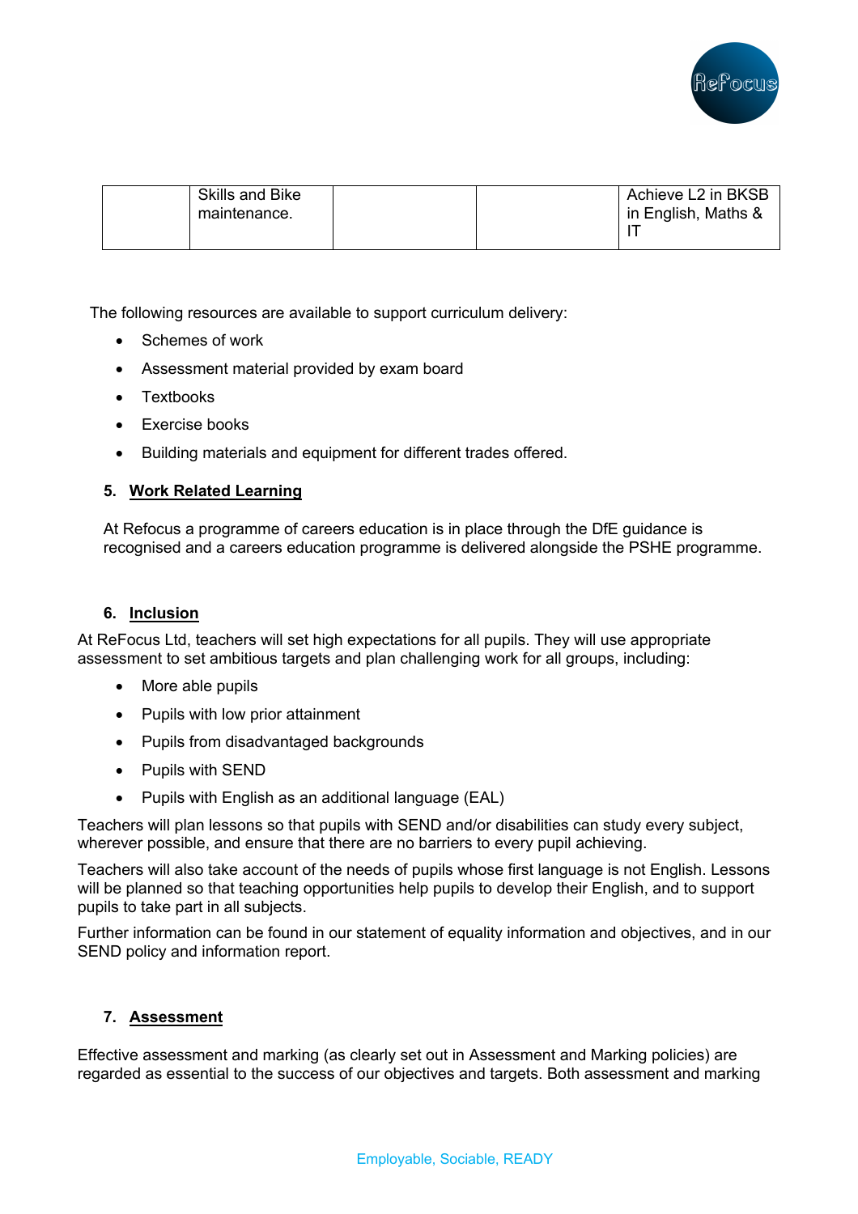|  | Skills and Bike maintenance. |  |  | Achieve L2 in BKSB in English, Maths & IT |
|---|---|---|---|---|

The following resources are available to support curriculum delivery:

- Schemes of work
- Assessment material provided by exam board
- Textbooks
- Exercise books
- Building materials and equipment for different trades offered.

## 5. Work Related Learning

At Refocus a programme of careers education is in place through the DfE guidance is recognised and a careers education programme is delivered alongside the PSHE programme.

## 6. Inclusion

At ReFocus Ltd, teachers will set high expectations for all pupils. They will use appropriate assessment to set ambitious targets and plan challenging work for all groups, including:

- More able pupils
- Pupils with low prior attainment
- Pupils from disadvantaged backgrounds
- Pupils with SEND
- Pupils with English as an additional language (EAL)

Teachers will plan lessons so that pupils with SEND and/or disabilities can study every subject, wherever possible, and ensure that there are no barriers to every pupil achieving.

Teachers will also take account of the needs of pupils whose first language is not English. Lessons will be planned so that teaching opportunities help pupils to develop their English, and to support pupils to take part in all subjects.

Further information can be found in our statement of equality information and objectives, and in our SEND policy and information report.

## 7. Assessment

Effective assessment and marking (as clearly set out in Assessment and Marking policies) are regarded as essential to the success of our objectives and targets. Both assessment and marking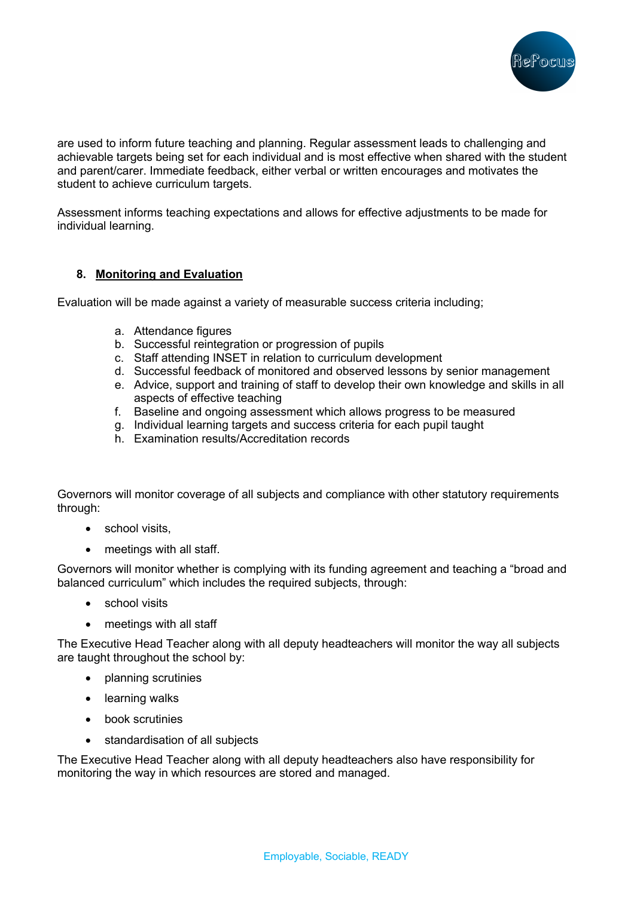are used to inform future teaching and planning. Regular assessment leads to challenging and achievable targets being set for each individual and is most effective when shared with the student and parent/carer. Immediate feedback, either verbal or written encourages and motivates the student to achieve curriculum targets.

Assessment informs teaching expectations and allows for effective adjustments to be made for individual learning.

## 8. Monitoring and Evaluation

Evaluation will be made against a variety of measurable success criteria including;

a. Attendance figures
b. Successful reintegration or progression of pupils
c. Staff attending INSET in relation to curriculum development
d. Successful feedback of monitored and observed lessons by senior management
e. Advice, support and training of staff to develop their own knowledge and skills in all aspects of effective teaching
f. Baseline and ongoing assessment which allows progress to be measured
g. Individual learning targets and success criteria for each pupil taught
h. Examination results/Accreditation records

Governors will monitor coverage of all subjects and compliance with other statutory requirements through:

- school visits,
- meetings with all staff.

Governors will monitor whether is complying with its funding agreement and teaching a "broad and balanced curriculum" which includes the required subjects, through:

- school visits
- meetings with all staff

The Executive Head Teacher along with all deputy headteachers will monitor the way all subjects are taught throughout the school by:

- planning scrutinies
- learning walks
- book scrutinies
- standardisation of all subjects

The Executive Head Teacher along with all deputy headteachers also have responsibility for monitoring the way in which resources are stored and managed.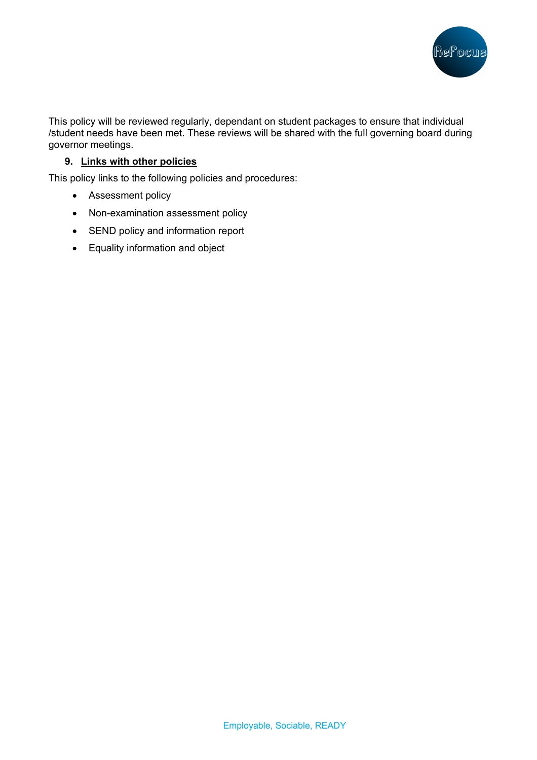This policy will be reviewed regularly, dependant on student packages to ensure that individual /student needs have been met. These reviews will be shared with the full governing board during governor meetings.

## 9. Links with other policies

This policy links to the following policies and procedures:

- Assessment policy
- Non-examination assessment policy
- SEND policy and information report
- Equality information and object